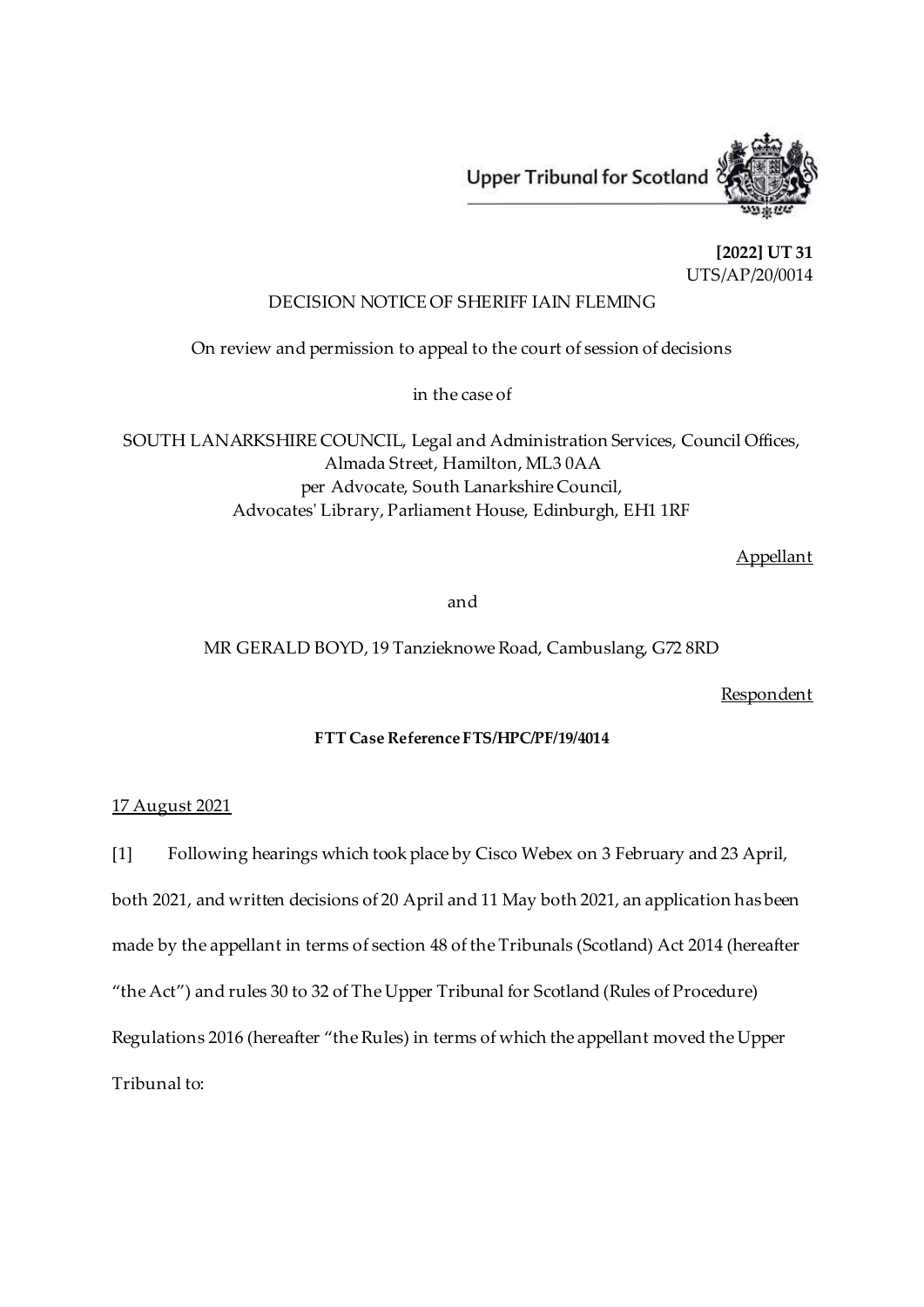Upper Tribunal for Scotland

**[2022] UT 31**
UTS/AP/20/0014

DECISION NOTICE OF SHERIFF IAIN FLEMING

On review and permission to appeal to the court of session of decisions

in the case of

SOUTH LANARKSHIRE COUNCIL, Legal and Administration Services, Council Offices, Almada Street, Hamilton, ML3 0AA
per Advocate, South Lanarkshire Council,
Advocates' Library, Parliament House, Edinburgh, EH1 1RF

Appellant

and

MR GERALD BOYD, 19 Tanzieknowe Road, Cambuslang, G72 8RD

Respondent

**FTT Case Reference FTS/HPC/PF/19/4014**

17 August 2021

[1] Following hearings which took place by Cisco Webex on 3 February and 23 April, both 2021, and written decisions of 20 April and 11 May both 2021, an application has been made by the appellant in terms of section 48 of the Tribunals (Scotland) Act 2014 (hereafter "the Act") and rules 30 to 32 of The Upper Tribunal for Scotland (Rules of Procedure) Regulations 2016 (hereafter "the Rules) in terms of which the appellant moved the Upper Tribunal to: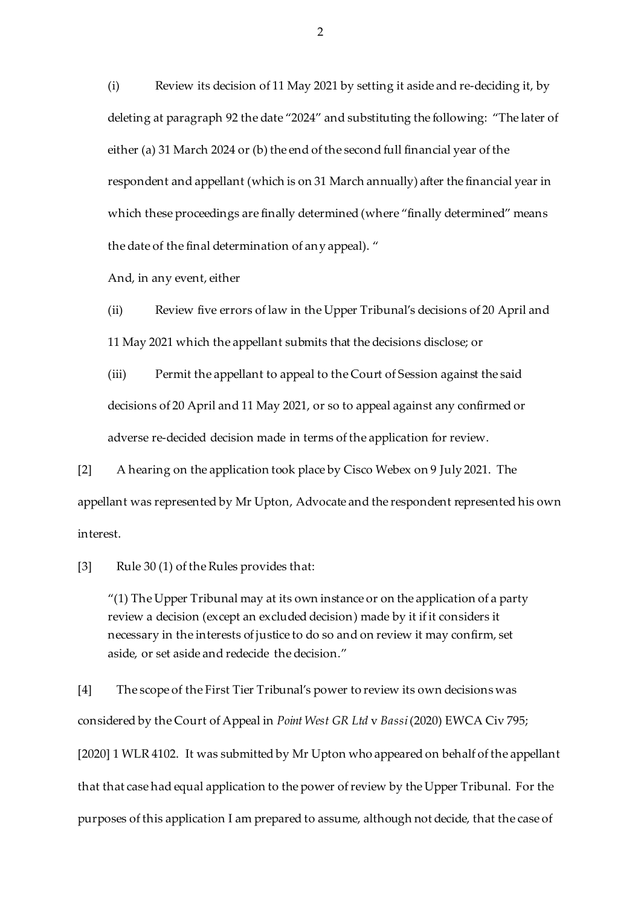(i) Review its decision of 11 May 2021 by setting it aside and re-deciding it, by deleting at paragraph 92 the date "2024" and substituting the following: "The later of either (a) 31 March 2024 or (b) the end of the second full financial year of the respondent and appellant (which is on 31 March annually) after the financial year in which these proceedings are finally determined (where "finally determined" means the date of the final determination of any appeal). "

And, in any event, either

(ii) Review five errors of law in the Upper Tribunal's decisions of 20 April and 11 May 2021 which the appellant submits that the decisions disclose; or

(iii) Permit the appellant to appeal to the Court of Session against the said decisions of 20 April and 11 May 2021, or so to appeal against any confirmed or adverse re-decided decision made in terms of the application for review.

[2] A hearing on the application took place by Cisco Webex on 9 July 2021. The appellant was represented by Mr Upton, Advocate and the respondent represented his own interest.

[3] Rule 30 (1) of the Rules provides that:

> "(1) The Upper Tribunal may at its own instance or on the application of a party review a decision (except an excluded decision) made by it if it considers it necessary in the interests of justice to do so and on review it may confirm, set aside, or set aside and redecide the decision."

[4] The scope of the First Tier Tribunal's power to review its own decisions was considered by the Court of Appeal in *Point West GR Ltd* v *Bassi* (2020) EWCA Civ 795; [2020] 1 WLR 4102. It was submitted by Mr Upton who appeared on behalf of the appellant that that case had equal application to the power of review by the Upper Tribunal. For the purposes of this application I am prepared to assume, although not decide, that the case of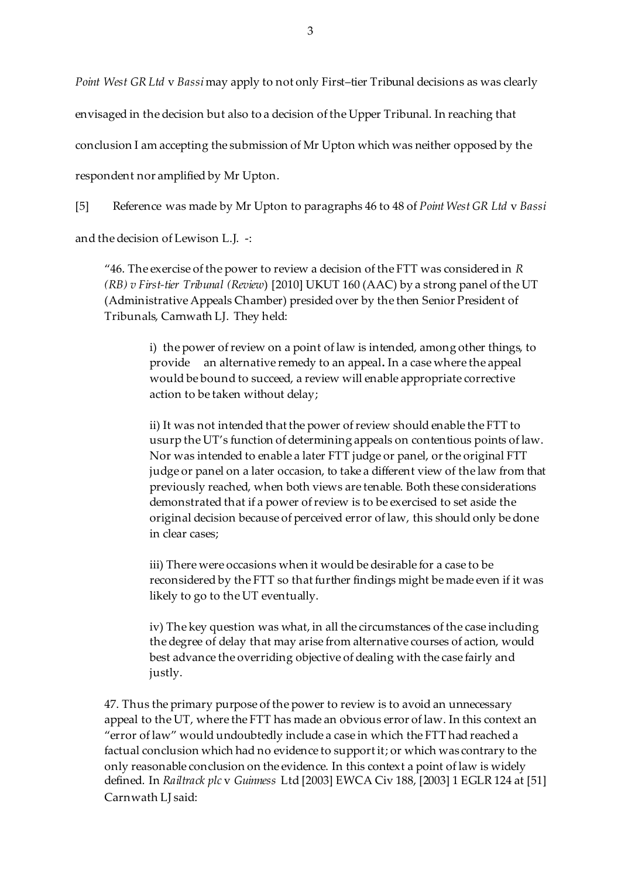*Point West GR Ltd* v *Bassi* may apply to not only First–tier Tribunal decisions as was clearly envisaged in the decision but also to a decision of the Upper Tribunal. In reaching that conclusion I am accepting the submission of Mr Upton which was neither opposed by the respondent nor amplified by Mr Upton.

[5] Reference was made by Mr Upton to paragraphs 46 to 48 of *Point West GR Ltd* v *Bassi* and the decision of Lewison L.J. -:

> "46. The exercise of the power to review a decision of the FTT was considered in *R (RB) v First-tier Tribunal (Review*) [2010] UKUT 160 (AAC) by a strong panel of the UT (Administrative Appeals Chamber) presided over by the then Senior President of Tribunals, Carnwath LJ. They held:
>
> > i) the power of review on a point of law is intended, among other things, to provide an alternative remedy to an appeal**.** In a case where the appeal would be bound to succeed, a review will enable appropriate corrective action to be taken without delay;
> >
> > ii) It was not intended that the power of review should enable the FTT to usurp the UT's function of determining appeals on contentious points of law. Nor was intended to enable a later FTT judge or panel, or the original FTT judge or panel on a later occasion, to take a different view of the law from that previously reached, when both views are tenable. Both these considerations demonstrated that if a power of review is to be exercised to set aside the original decision because of perceived error of law, this should only be done in clear cases;
> >
> > iii) There were occasions when it would be desirable for a case to be reconsidered by the FTT so that further findings might be made even if it was likely to go to the UT eventually.
> >
> > iv) The key question was what, in all the circumstances of the case including the degree of delay that may arise from alternative courses of action, would best advance the overriding objective of dealing with the case fairly and justly.
>
> 47. Thus the primary purpose of the power to review is to avoid an unnecessary appeal to the UT, where the FTT has made an obvious error of law. In this context an "error of law" would undoubtedly include a case in which the FTT had reached a factual conclusion which had no evidence to support it; or which was contrary to the only reasonable conclusion on the evidence. In this context a point of law is widely defined. In *Railtrack plc* v *Guinness* Ltd [2003] EWCA Civ 188, [2003] 1 EGLR 124 at [51] Carnwath LJ said: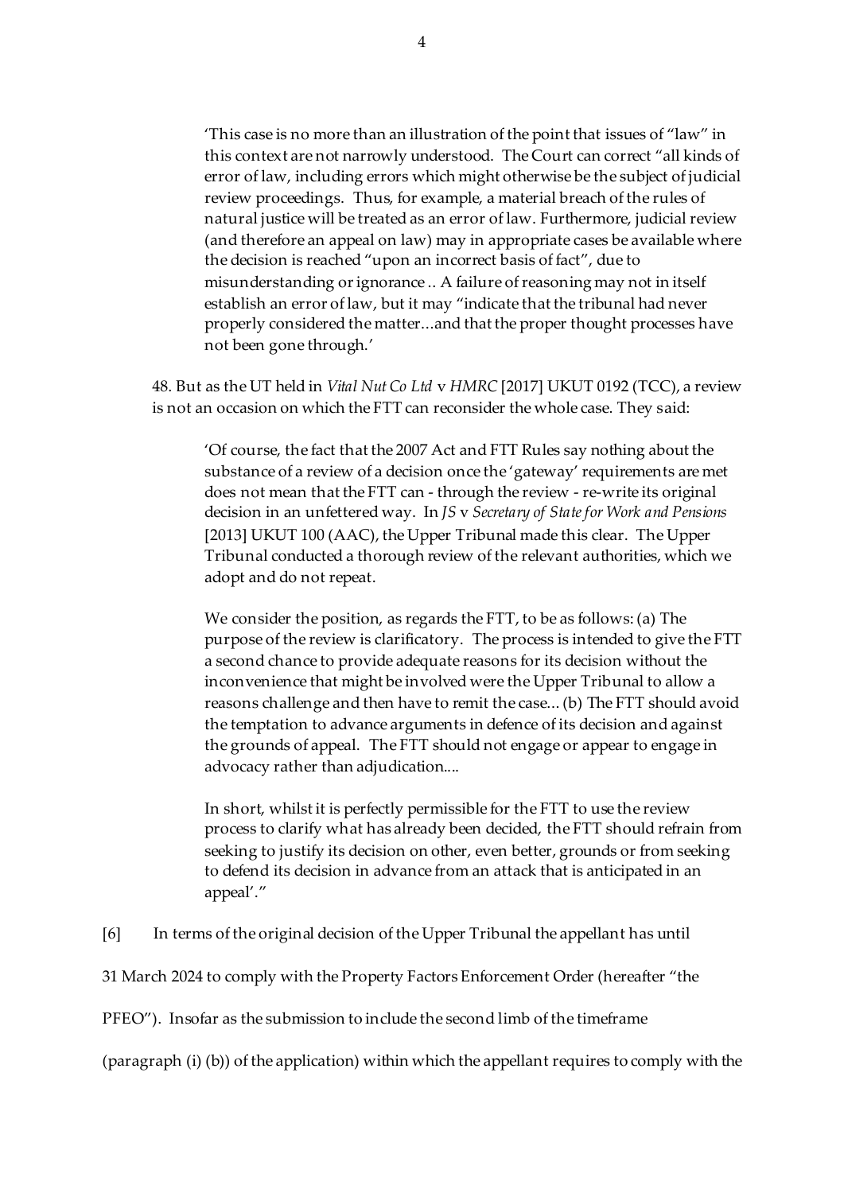> 'This case is no more than an illustration of the point that issues of "law" in this context are not narrowly understood. The Court can correct "all kinds of error of law, including errors which might otherwise be the subject of judicial review proceedings. Thus, for example, a material breach of the rules of natural justice will be treated as an error of law. Furthermore, judicial review (and therefore an appeal on law) may in appropriate cases be available where the decision is reached "upon an incorrect basis of fact", due to misunderstanding or ignorance .. A failure of reasoning may not in itself establish an error of law, but it may "indicate that the tribunal had never properly considered the matter…and that the proper thought processes have not been gone through.'

48. But as the UT held in *Vital Nut Co Ltd* v *HMRC* [2017] UKUT 0192 (TCC), a review is not an occasion on which the FTT can reconsider the whole case. They said:

> 'Of course, the fact that the 2007 Act and FTT Rules say nothing about the substance of a review of a decision once the 'gateway' requirements are met does not mean that the FTT can - through the review - re-write its original decision in an unfettered way. In *JS* v *Secretary of State for Work and Pensions* [2013] UKUT 100 (AAC), the Upper Tribunal made this clear. The Upper Tribunal conducted a thorough review of the relevant authorities, which we adopt and do not repeat.
>
> We consider the position, as regards the FTT, to be as follows: (a) The purpose of the review is clarificatory. The process is intended to give the FTT a second chance to provide adequate reasons for its decision without the inconvenience that might be involved were the Upper Tribunal to allow a reasons challenge and then have to remit the case... (b) The FTT should avoid the temptation to advance arguments in defence of its decision and against the grounds of appeal. The FTT should not engage or appear to engage in advocacy rather than adjudication....
>
> In short, whilst it is perfectly permissible for the FTT to use the review process to clarify what has already been decided, the FTT should refrain from seeking to justify its decision on other, even better, grounds or from seeking to defend its decision in advance from an attack that is anticipated in an appeal'."

[6] In terms of the original decision of the Upper Tribunal the appellant has until 31 March 2024 to comply with the Property Factors Enforcement Order (hereafter "the PFEO"). Insofar as the submission to include the second limb of the timeframe (paragraph (i) (b)) of the application) within which the appellant requires to comply with the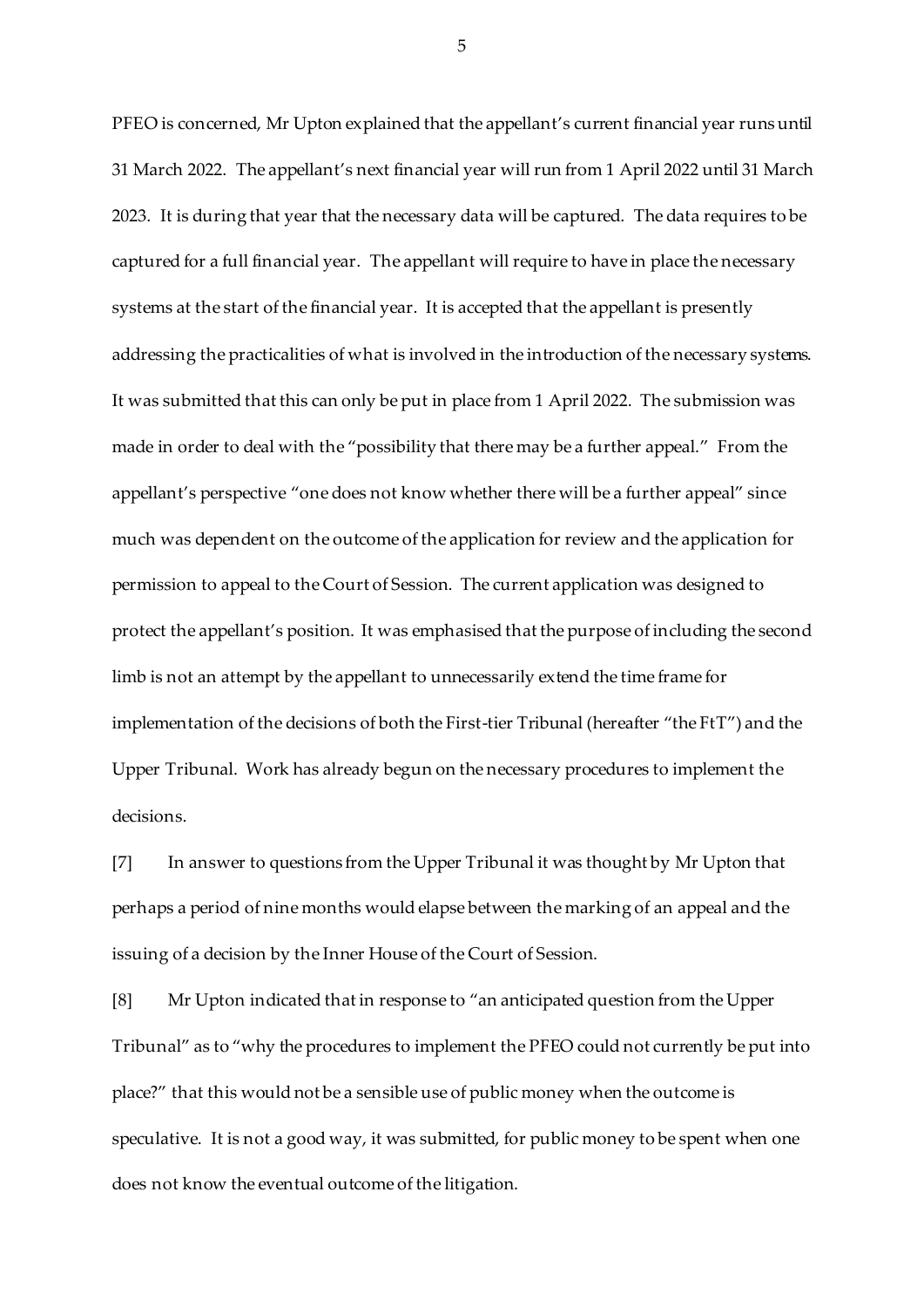PFEO is concerned, Mr Upton explained that the appellant's current financial year runs until 31 March 2022. The appellant's next financial year will run from 1 April 2022 until 31 March 2023. It is during that year that the necessary data will be captured. The data requires to be captured for a full financial year. The appellant will require to have in place the necessary systems at the start of the financial year. It is accepted that the appellant is presently addressing the practicalities of what is involved in the introduction of the necessary systems. It was submitted that this can only be put in place from 1 April 2022. The submission was made in order to deal with the "possibility that there may be a further appeal." From the appellant's perspective "one does not know whether there will be a further appeal" since much was dependent on the outcome of the application for review and the application for permission to appeal to the Court of Session. The current application was designed to protect the appellant's position. It was emphasised that the purpose of including the second limb is not an attempt by the appellant to unnecessarily extend the time frame for implementation of the decisions of both the First-tier Tribunal (hereafter "the FtT") and the Upper Tribunal. Work has already begun on the necessary procedures to implement the decisions.

[7] In answer to questions from the Upper Tribunal it was thought by Mr Upton that perhaps a period of nine months would elapse between the marking of an appeal and the issuing of a decision by the Inner House of the Court of Session.

[8] Mr Upton indicated that in response to "an anticipated question from the Upper Tribunal" as to "why the procedures to implement the PFEO could not currently be put into place?" that this would not be a sensible use of public money when the outcome is speculative. It is not a good way, it was submitted, for public money to be spent when one does not know the eventual outcome of the litigation.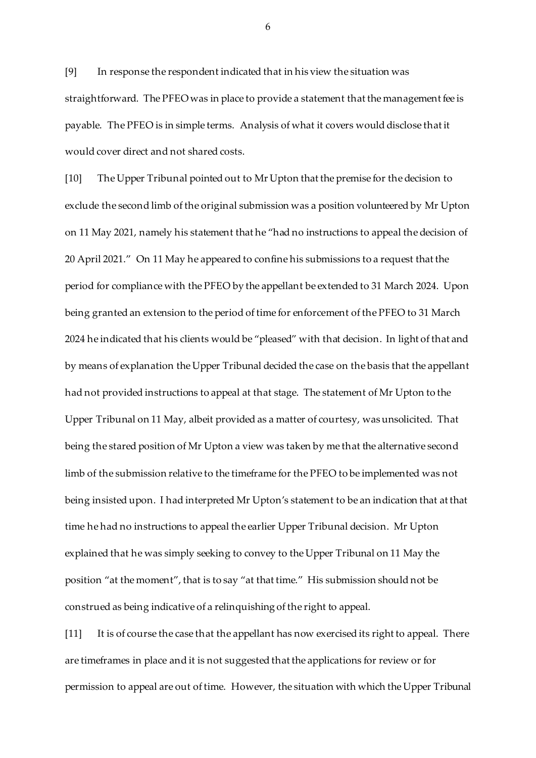[9] In response the respondent indicated that in his view the situation was straightforward. The PFEO was in place to provide a statement that the management fee is payable. The PFEO is in simple terms. Analysis of what it covers would disclose that it would cover direct and not shared costs.

[10] The Upper Tribunal pointed out to Mr Upton that the premise for the decision to exclude the second limb of the original submission was a position volunteered by Mr Upton on 11 May 2021, namely his statement that he "had no instructions to appeal the decision of 20 April 2021." On 11 May he appeared to confine his submissions to a request that the period for compliance with the PFEO by the appellant be extended to 31 March 2024. Upon being granted an extension to the period of time for enforcement of the PFEO to 31 March 2024 he indicated that his clients would be "pleased" with that decision. In light of that and by means of explanation the Upper Tribunal decided the case on the basis that the appellant had not provided instructions to appeal at that stage. The statement of Mr Upton to the Upper Tribunal on 11 May, albeit provided as a matter of courtesy, was unsolicited. That being the stared position of Mr Upton a view was taken by me that the alternative second limb of the submission relative to the timeframe for the PFEO to be implemented was not being insisted upon. I had interpreted Mr Upton's statement to be an indication that at that time he had no instructions to appeal the earlier Upper Tribunal decision. Mr Upton explained that he was simply seeking to convey to the Upper Tribunal on 11 May the position "at the moment", that is to say "at that time." His submission should not be construed as being indicative of a relinquishing of the right to appeal.

[11] It is of course the case that the appellant has now exercised its right to appeal. There are timeframes in place and it is not suggested that the applications for review or for permission to appeal are out of time. However, the situation with which the Upper Tribunal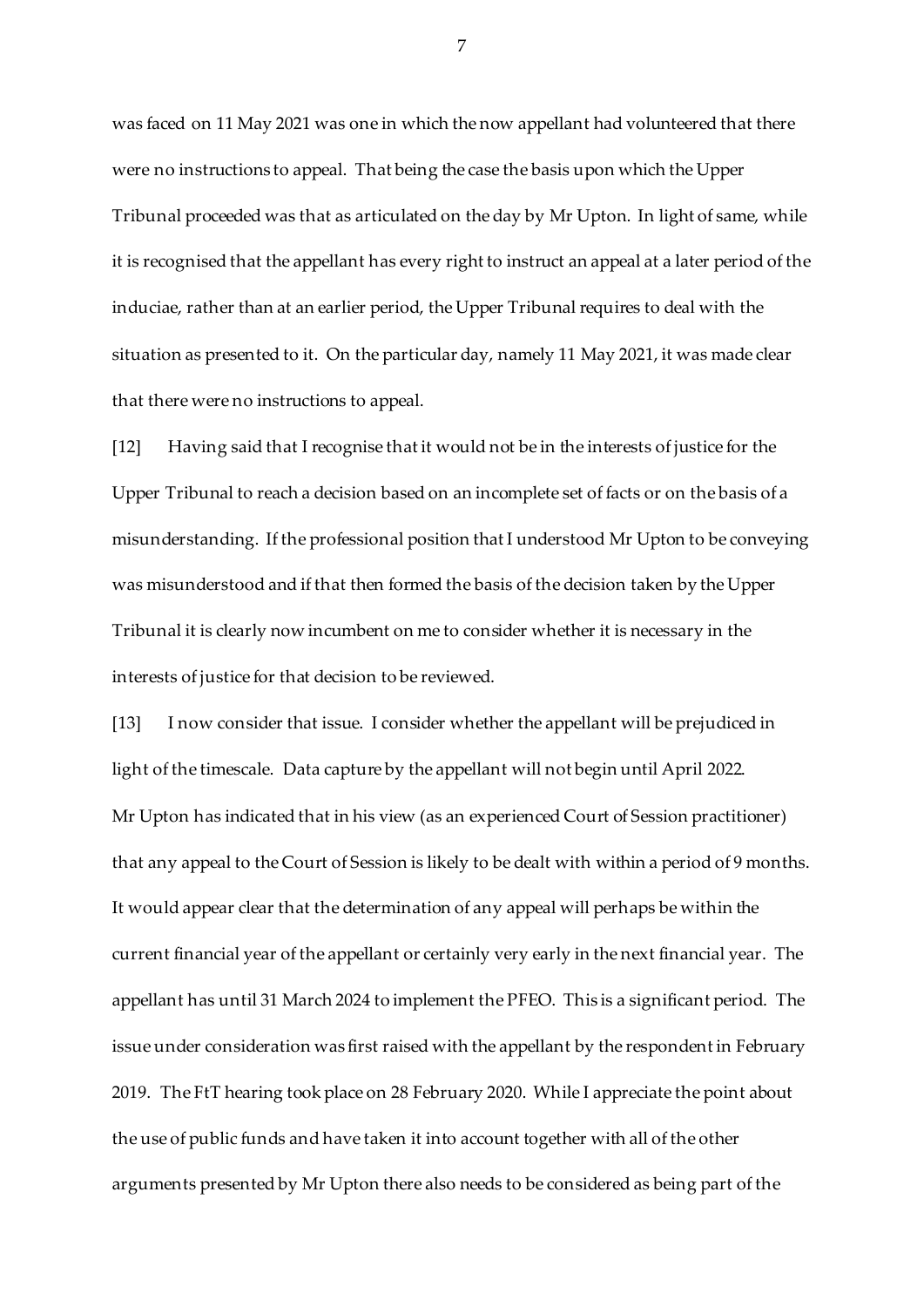was faced on 11 May 2021 was one in which the now appellant had volunteered that there were no instructions to appeal. That being the case the basis upon which the Upper Tribunal proceeded was that as articulated on the day by Mr Upton. In light of same, while it is recognised that the appellant has every right to instruct an appeal at a later period of the induciae, rather than at an earlier period, the Upper Tribunal requires to deal with the situation as presented to it. On the particular day, namely 11 May 2021, it was made clear that there were no instructions to appeal.

[12] Having said that I recognise that it would not be in the interests of justice for the Upper Tribunal to reach a decision based on an incomplete set of facts or on the basis of a misunderstanding. If the professional position that I understood Mr Upton to be conveying was misunderstood and if that then formed the basis of the decision taken by the Upper Tribunal it is clearly now incumbent on me to consider whether it is necessary in the interests of justice for that decision to be reviewed.

[13] I now consider that issue. I consider whether the appellant will be prejudiced in light of the timescale. Data capture by the appellant will not begin until April 2022. Mr Upton has indicated that in his view (as an experienced Court of Session practitioner) that any appeal to the Court of Session is likely to be dealt with within a period of 9 months. It would appear clear that the determination of any appeal will perhaps be within the current financial year of the appellant or certainly very early in the next financial year. The appellant has until 31 March 2024 to implement the PFEO. This is a significant period. The issue under consideration was first raised with the appellant by the respondent in February 2019. The FtT hearing took place on 28 February 2020. While I appreciate the point about the use of public funds and have taken it into account together with all of the other arguments presented by Mr Upton there also needs to be considered as being part of the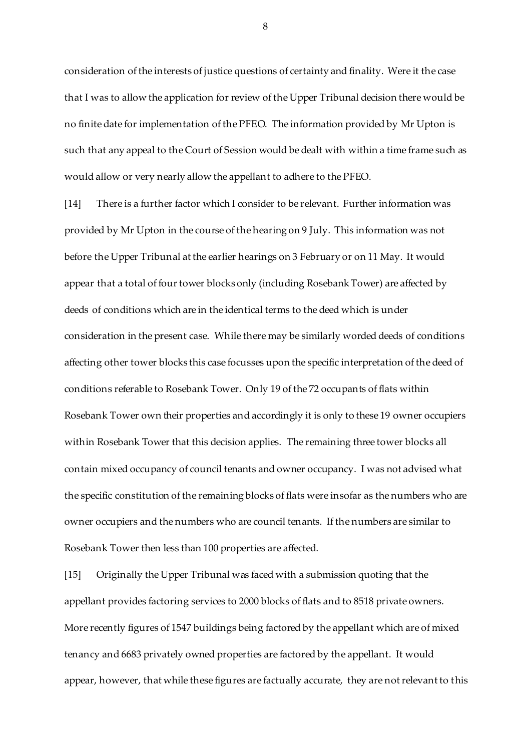consideration of the interests of justice questions of certainty and finality. Were it the case that I was to allow the application for review of the Upper Tribunal decision there would be no finite date for implementation of the PFEO. The information provided by Mr Upton is such that any appeal to the Court of Session would be dealt with within a time frame such as would allow or very nearly allow the appellant to adhere to the PFEO.

[14] There is a further factor which I consider to be relevant. Further information was provided by Mr Upton in the course of the hearing on 9 July. This information was not before the Upper Tribunal at the earlier hearings on 3 February or on 11 May. It would appear that a total of four tower blocks only (including Rosebank Tower) are affected by deeds of conditions which are in the identical terms to the deed which is under consideration in the present case. While there may be similarly worded deeds of conditions affecting other tower blocks this case focusses upon the specific interpretation of the deed of conditions referable to Rosebank Tower. Only 19 of the 72 occupants of flats within Rosebank Tower own their properties and accordingly it is only to these 19 owner occupiers within Rosebank Tower that this decision applies. The remaining three tower blocks all contain mixed occupancy of council tenants and owner occupancy. I was not advised what the specific constitution of the remaining blocks of flats were insofar as the numbers who are owner occupiers and the numbers who are council tenants. If the numbers are similar to Rosebank Tower then less than 100 properties are affected.

[15] Originally the Upper Tribunal was faced with a submission quoting that the appellant provides factoring services to 2000 blocks of flats and to 8518 private owners. More recently figures of 1547 buildings being factored by the appellant which are of mixed tenancy and 6683 privately owned properties are factored by the appellant. It would appear, however, that while these figures are factually accurate, they are not relevant to this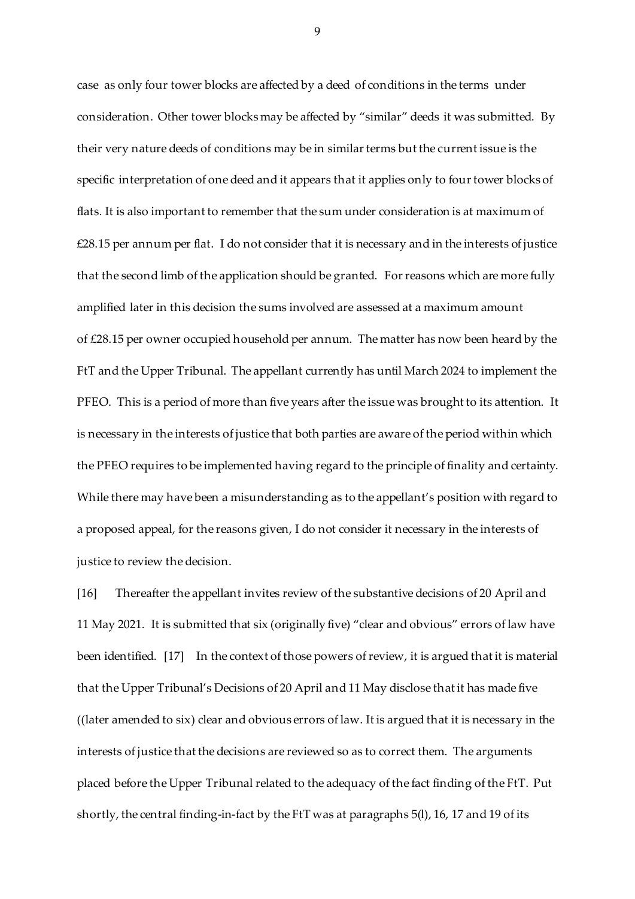case as only four tower blocks are affected by a deed of conditions in the terms under consideration. Other tower blocks may be affected by "similar" deeds it was submitted. By their very nature deeds of conditions may be in similar terms but the current issue is the specific interpretation of one deed and it appears that it applies only to four tower blocks of flats. It is also important to remember that the sum under consideration is at maximum of £28.15 per annum per flat. I do not consider that it is necessary and in the interests of justice that the second limb of the application should be granted. For reasons which are more fully amplified later in this decision the sums involved are assessed at a maximum amount of £28.15 per owner occupied household per annum. The matter has now been heard by the FtT and the Upper Tribunal. The appellant currently has until March 2024 to implement the PFEO. This is a period of more than five years after the issue was brought to its attention. It is necessary in the interests of justice that both parties are aware of the period within which the PFEO requires to be implemented having regard to the principle of finality and certainty. While there may have been a misunderstanding as to the appellant's position with regard to a proposed appeal, for the reasons given, I do not consider it necessary in the interests of justice to review the decision.

[16] Thereafter the appellant invites review of the substantive decisions of 20 April and 11 May 2021. It is submitted that six (originally five) "clear and obvious" errors of law have been identified. [17] In the context of those powers of review, it is argued that it is material that the Upper Tribunal's Decisions of 20 April and 11 May disclose that it has made five ((later amended to six) clear and obvious errors of law. It is argued that it is necessary in the interests of justice that the decisions are reviewed so as to correct them. The arguments placed before the Upper Tribunal related to the adequacy of the fact finding of the FtT. Put shortly, the central finding-in-fact by the FtT was at paragraphs 5(l), 16, 17 and 19 of its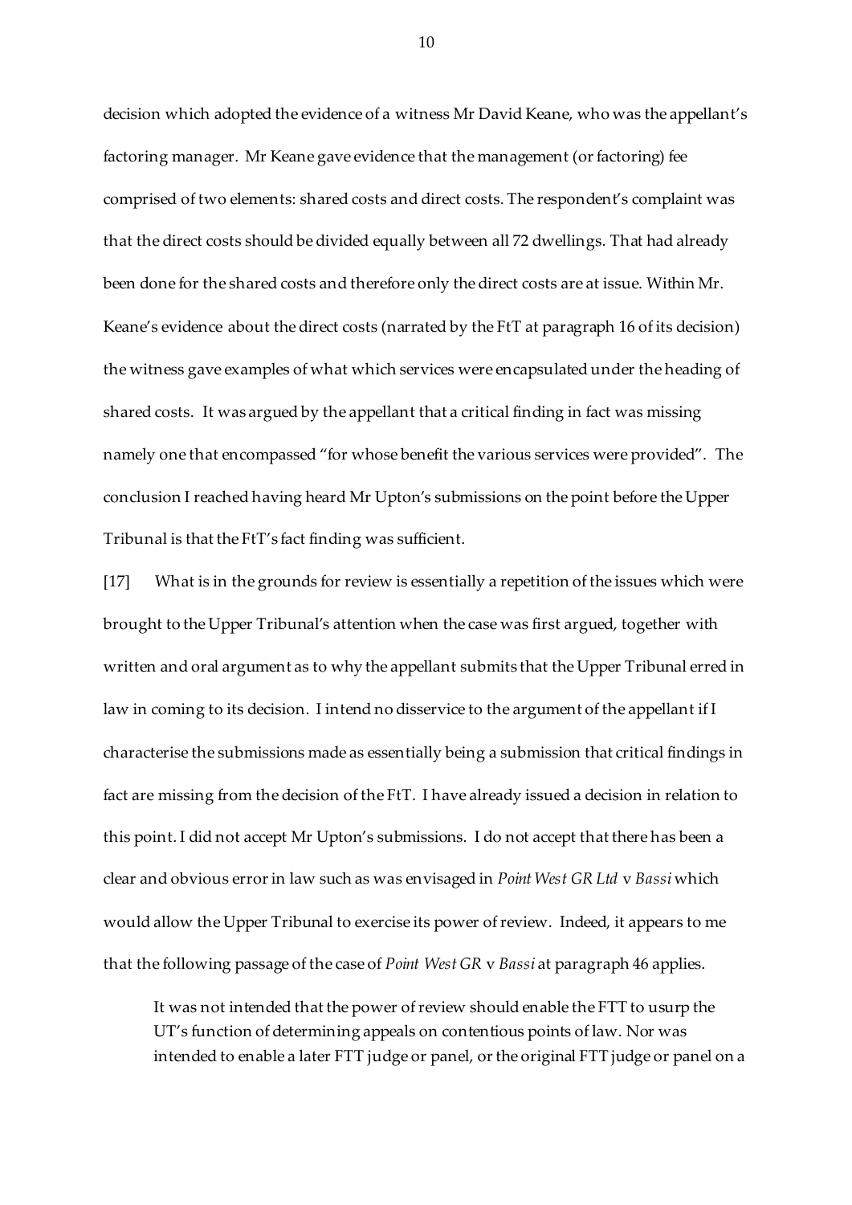decision which adopted the evidence of a witness Mr David Keane, who was the appellant's factoring manager. Mr Keane gave evidence that the management (or factoring) fee comprised of two elements: shared costs and direct costs. The respondent's complaint was that the direct costs should be divided equally between all 72 dwellings. That had already been done for the shared costs and therefore only the direct costs are at issue. Within Mr. Keane's evidence about the direct costs (narrated by the FtT at paragraph 16 of its decision) the witness gave examples of what which services were encapsulated under the heading of shared costs. It was argued by the appellant that a critical finding in fact was missing namely one that encompassed "for whose benefit the various services were provided". The conclusion I reached having heard Mr Upton's submissions on the point before the Upper Tribunal is that the FtT's fact finding was sufficient.

[17] What is in the grounds for review is essentially a repetition of the issues which were brought to the Upper Tribunal's attention when the case was first argued, together with written and oral argument as to why the appellant submits that the Upper Tribunal erred in law in coming to its decision. I intend no disservice to the argument of the appellant if I characterise the submissions made as essentially being a submission that critical findings in fact are missing from the decision of the FtT. I have already issued a decision in relation to this point. I did not accept Mr Upton's submissions. I do not accept that there has been a clear and obvious error in law such as was envisaged in *Point West GR Ltd* v *Bassi* which would allow the Upper Tribunal to exercise its power of review. Indeed, it appears to me that the following passage of the case of *Point West GR* v *Bassi* at paragraph 46 applies.

> It was not intended that the power of review should enable the FTT to usurp the UT's function of determining appeals on contentious points of law. Nor was intended to enable a later FTT judge or panel, or the original FTT judge or panel on a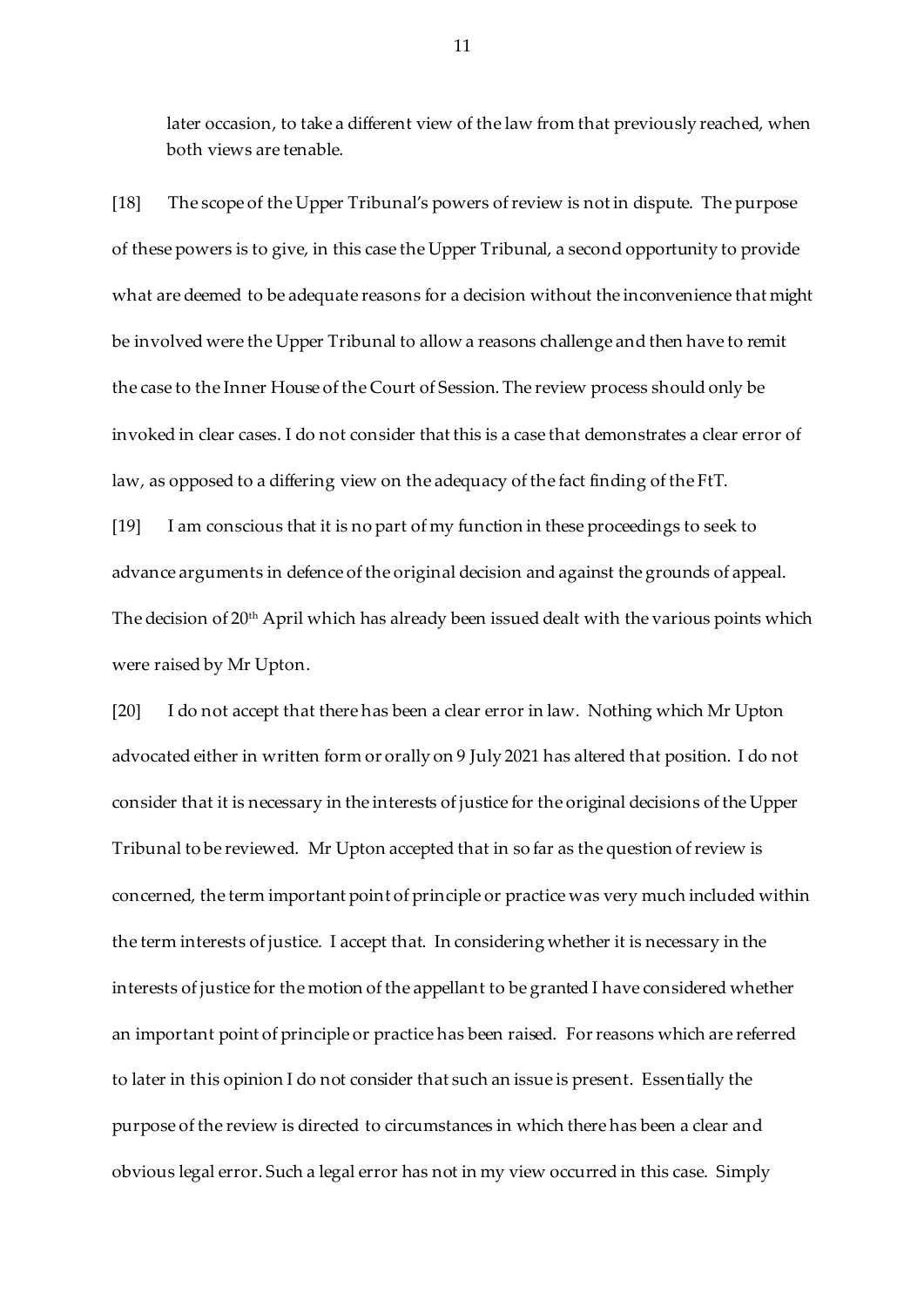later occasion, to take a different view of the law from that previously reached, when both views are tenable.

[18] The scope of the Upper Tribunal's powers of review is not in dispute. The purpose of these powers is to give, in this case the Upper Tribunal, a second opportunity to provide what are deemed to be adequate reasons for a decision without the inconvenience that might be involved were the Upper Tribunal to allow a reasons challenge and then have to remit the case to the Inner House of the Court of Session. The review process should only be invoked in clear cases. I do not consider that this is a case that demonstrates a clear error of law, as opposed to a differing view on the adequacy of the fact finding of the FtT.

[19] I am conscious that it is no part of my function in these proceedings to seek to advance arguments in defence of the original decision and against the grounds of appeal. The decision of 20th April which has already been issued dealt with the various points which were raised by Mr Upton.

[20] I do not accept that there has been a clear error in law. Nothing which Mr Upton advocated either in written form or orally on 9 July 2021 has altered that position. I do not consider that it is necessary in the interests of justice for the original decisions of the Upper Tribunal to be reviewed. Mr Upton accepted that in so far as the question of review is concerned, the term important point of principle or practice was very much included within the term interests of justice. I accept that. In considering whether it is necessary in the interests of justice for the motion of the appellant to be granted I have considered whether an important point of principle or practice has been raised. For reasons which are referred to later in this opinion I do not consider that such an issue is present. Essentially the purpose of the review is directed to circumstances in which there has been a clear and obvious legal error. Such a legal error has not in my view occurred in this case. Simply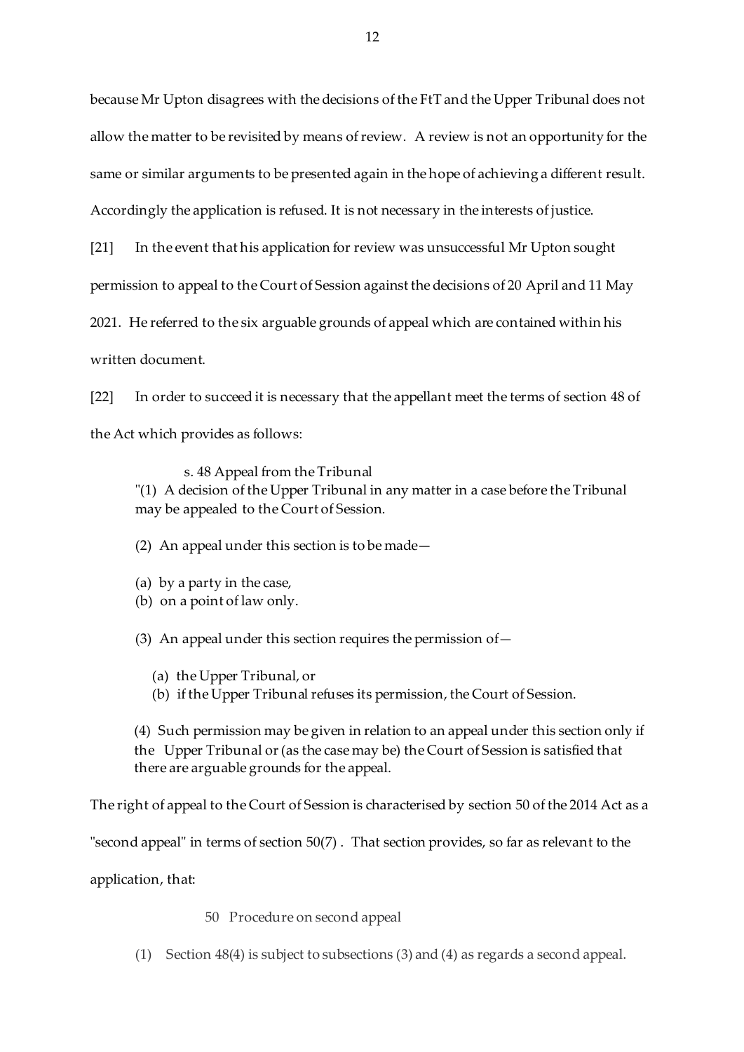because Mr Upton disagrees with the decisions of the FtT and the Upper Tribunal does not allow the matter to be revisited by means of review. A review is not an opportunity for the same or similar arguments to be presented again in the hope of achieving a different result. Accordingly the application is refused. It is not necessary in the interests of justice.

[21] In the event that his application for review was unsuccessful Mr Upton sought permission to appeal to the Court of Session against the decisions of 20 April and 11 May 2021. He referred to the six arguable grounds of appeal which are contained within his written document.

[22] In order to succeed it is necessary that the appellant meet the terms of section 48 of the Act which provides as follows:

> s. 48 Appeal from the Tribunal
>
> "(1) A decision of the Upper Tribunal in any matter in a case before the Tribunal may be appealed to the Court of Session.
>
> (2) An appeal under this section is to be made—
>
> (a) by a party in the case,
> (b) on a point of law only.
>
> (3) An appeal under this section requires the permission of—
>
> (a) the Upper Tribunal, or
> (b) if the Upper Tribunal refuses its permission, the Court of Session.
>
> (4) Such permission may be given in relation to an appeal under this section only if the Upper Tribunal or (as the case may be) the Court of Session is satisfied that there are arguable grounds for the appeal.

The right of appeal to the Court of Session is characterised by section 50 of the 2014 Act as a "second appeal" in terms of section 50(7) . That section provides, so far as relevant to the application, that:

> 50 Procedure on second appeal
>
> (1) Section 48(4) is subject to subsections (3) and (4) as regards a second appeal.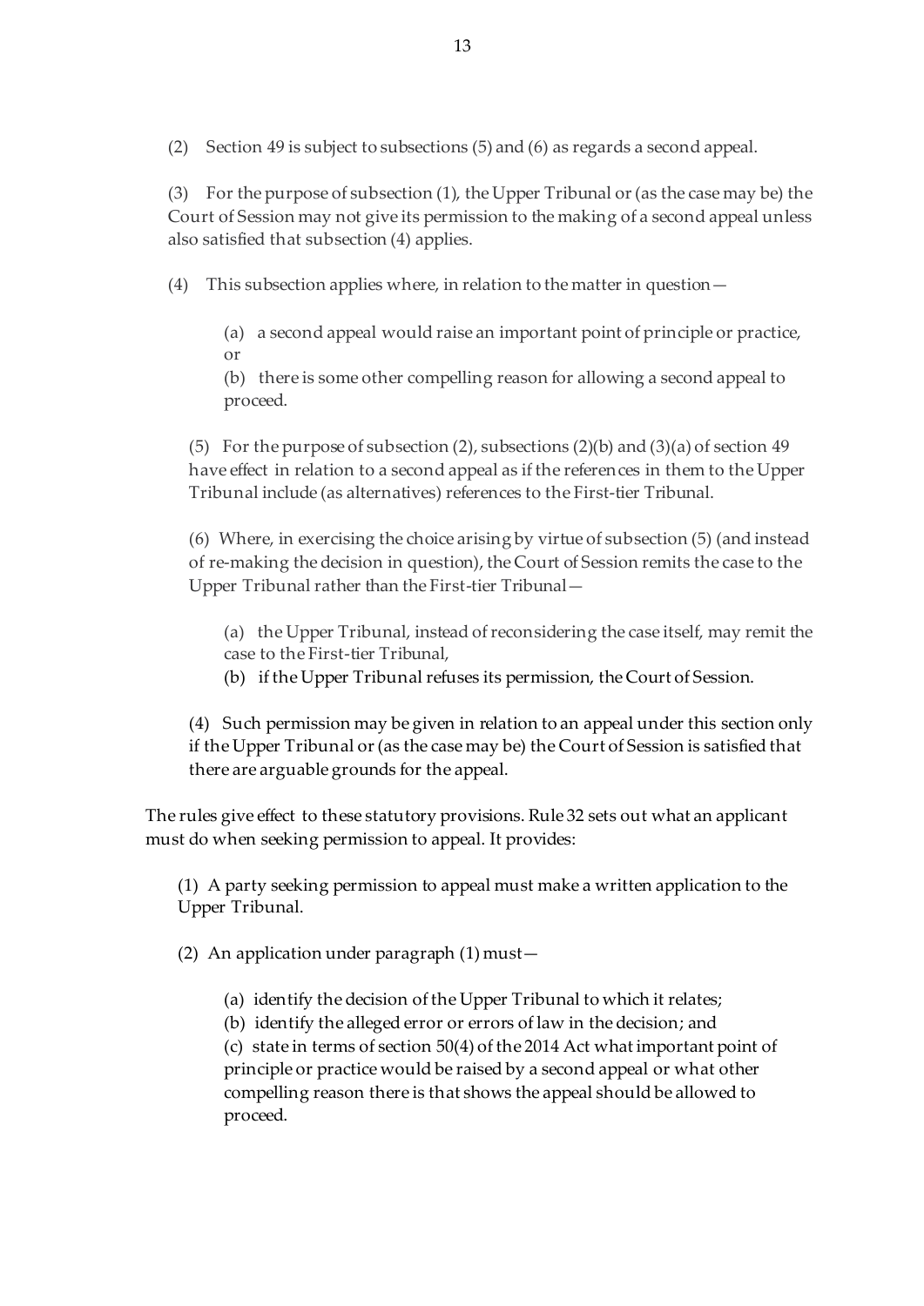(2) Section 49 is subject to subsections (5) and (6) as regards a second appeal.

(3) For the purpose of subsection (1), the Upper Tribunal or (as the case may be) the Court of Session may not give its permission to the making of a second appeal unless also satisfied that subsection (4) applies.

(4) This subsection applies where, in relation to the matter in question—

> (a) a second appeal would raise an important point of principle or practice, or
>
> (b) there is some other compelling reason for allowing a second appeal to proceed.

> (5) For the purpose of subsection (2), subsections (2)(b) and (3)(a) of section 49 have effect in relation to a second appeal as if the references in them to the Upper Tribunal include (as alternatives) references to the First-tier Tribunal.
>
> (6) Where, in exercising the choice arising by virtue of subsection (5) (and instead of re-making the decision in question), the Court of Session remits the case to the Upper Tribunal rather than the First-tier Tribunal—
>
> > (a) the Upper Tribunal, instead of reconsidering the case itself, may remit the case to the First-tier Tribunal,
> >
> > (b) if the Upper Tribunal refuses its permission, the Court of Session.
>
> (4) Such permission may be given in relation to an appeal under this section only if the Upper Tribunal or (as the case may be) the Court of Session is satisfied that there are arguable grounds for the appeal.

The rules give effect to these statutory provisions. Rule 32 sets out what an applicant must do when seeking permission to appeal. It provides:

> (1) A party seeking permission to appeal must make a written application to the Upper Tribunal.
>
> (2) An application under paragraph (1) must—
>
> > (a) identify the decision of the Upper Tribunal to which it relates;
> >
> > (b) identify the alleged error or errors of law in the decision; and
> >
> > (c) state in terms of section 50(4) of the 2014 Act what important point of principle or practice would be raised by a second appeal or what other compelling reason there is that shows the appeal should be allowed to proceed.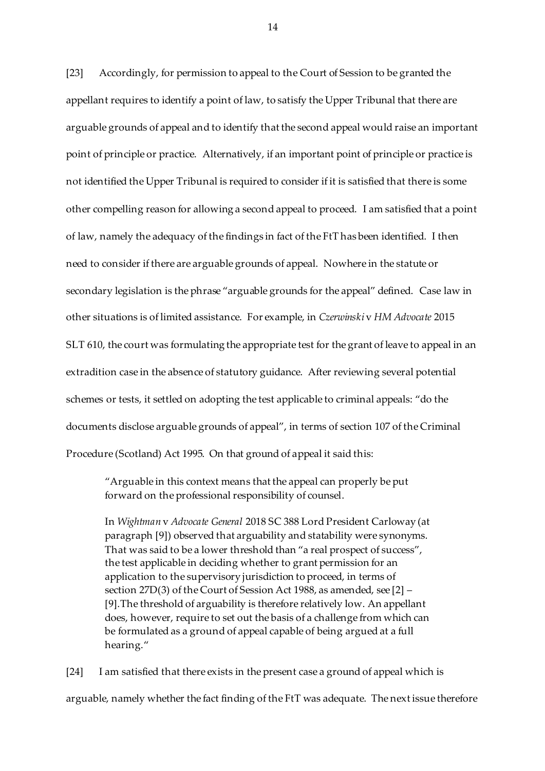[23] Accordingly, for permission to appeal to the Court of Session to be granted the appellant requires to identify a point of law, to satisfy the Upper Tribunal that there are arguable grounds of appeal and to identify that the second appeal would raise an important point of principle or practice. Alternatively, if an important point of principle or practice is not identified the Upper Tribunal is required to consider if it is satisfied that there is some other compelling reason for allowing a second appeal to proceed. I am satisfied that a point of law, namely the adequacy of the findings in fact of the FtT has been identified. I then need to consider if there are arguable grounds of appeal. Nowhere in the statute or secondary legislation is the phrase "arguable grounds for the appeal" defined. Case law in other situations is of limited assistance. For example, in *Czerwinski* v *HM Advocate* 2015 SLT 610, the court was formulating the appropriate test for the grant of leave to appeal in an extradition case in the absence of statutory guidance. After reviewing several potential schemes or tests, it settled on adopting the test applicable to criminal appeals: "do the documents disclose arguable grounds of appeal", in terms of section 107 of the Criminal Procedure (Scotland) Act 1995. On that ground of appeal it said this:

> "Arguable in this context means that the appeal can properly be put forward on the professional responsibility of counsel.
>
> In *Wightman* v *Advocate General* 2018 SC 388 Lord President Carloway (at paragraph [9]) observed that arguability and statability were synonyms. That was said to be a lower threshold than "a real prospect of success", the test applicable in deciding whether to grant permission for an application to the supervisory jurisdiction to proceed, in terms of section 27D(3) of the Court of Session Act 1988, as amended, see [2] – [9].The threshold of arguability is therefore relatively low. An appellant does, however, require to set out the basis of a challenge from which can be formulated as a ground of appeal capable of being argued at a full hearing."

[24] I am satisfied that there exists in the present case a ground of appeal which is arguable, namely whether the fact finding of the FtT was adequate. The next issue therefore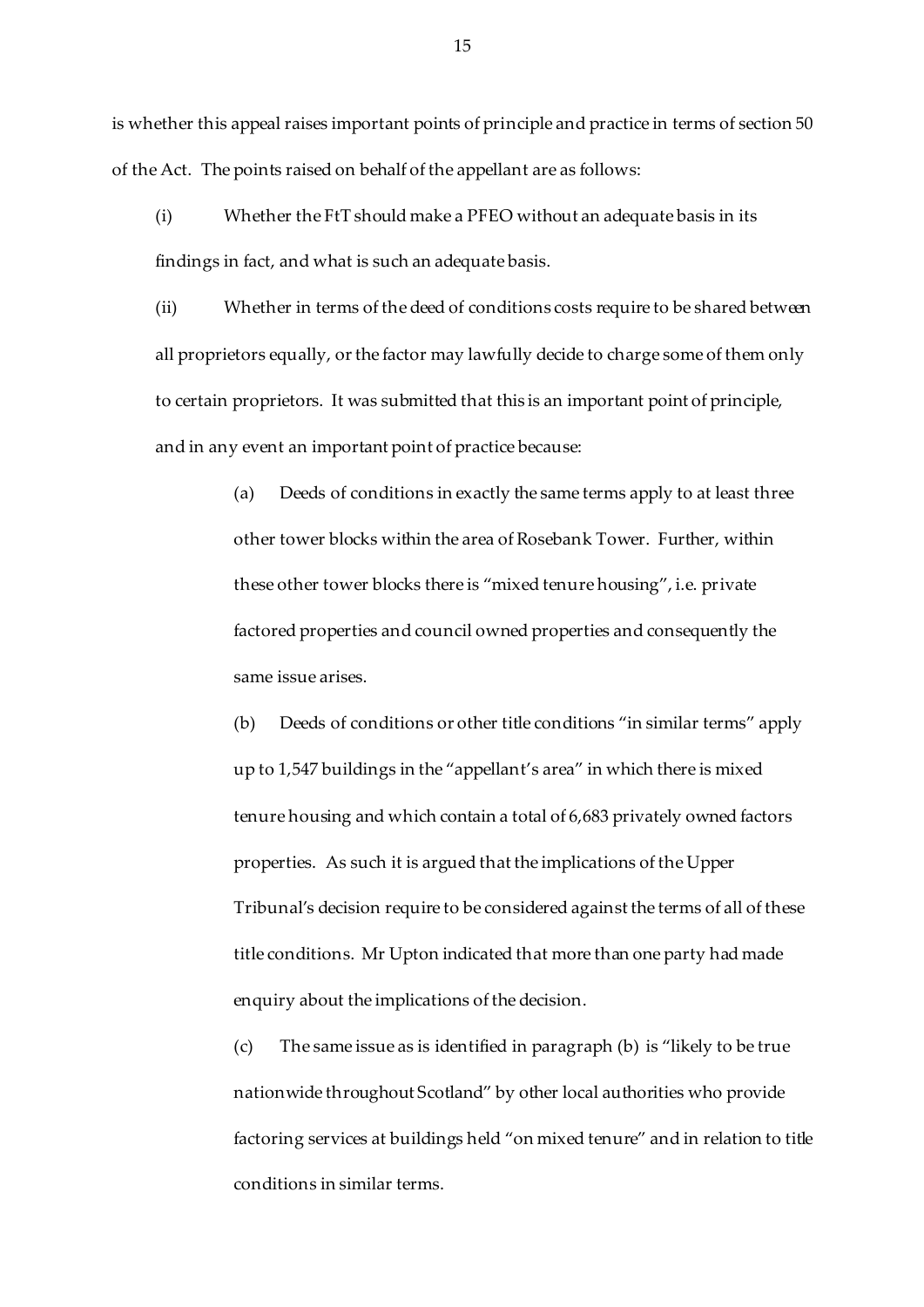is whether this appeal raises important points of principle and practice in terms of section 50 of the Act. The points raised on behalf of the appellant are as follows:

(i) Whether the FtT should make a PFEO without an adequate basis in its findings in fact, and what is such an adequate basis.

(ii) Whether in terms of the deed of conditions costs require to be shared between all proprietors equally, or the factor may lawfully decide to charge some of them only to certain proprietors. It was submitted that this is an important point of principle, and in any event an important point of practice because:

> (a) Deeds of conditions in exactly the same terms apply to at least three other tower blocks within the area of Rosebank Tower. Further, within these other tower blocks there is "mixed tenure housing", i.e. private factored properties and council owned properties and consequently the same issue arises.
>
> (b) Deeds of conditions or other title conditions "in similar terms" apply up to 1,547 buildings in the "appellant's area" in which there is mixed tenure housing and which contain a total of 6,683 privately owned factors properties. As such it is argued that the implications of the Upper Tribunal's decision require to be considered against the terms of all of these title conditions. Mr Upton indicated that more than one party had made enquiry about the implications of the decision.
>
> (c) The same issue as is identified in paragraph (b) is "likely to be true nationwide throughout Scotland" by other local authorities who provide factoring services at buildings held "on mixed tenure" and in relation to title conditions in similar terms.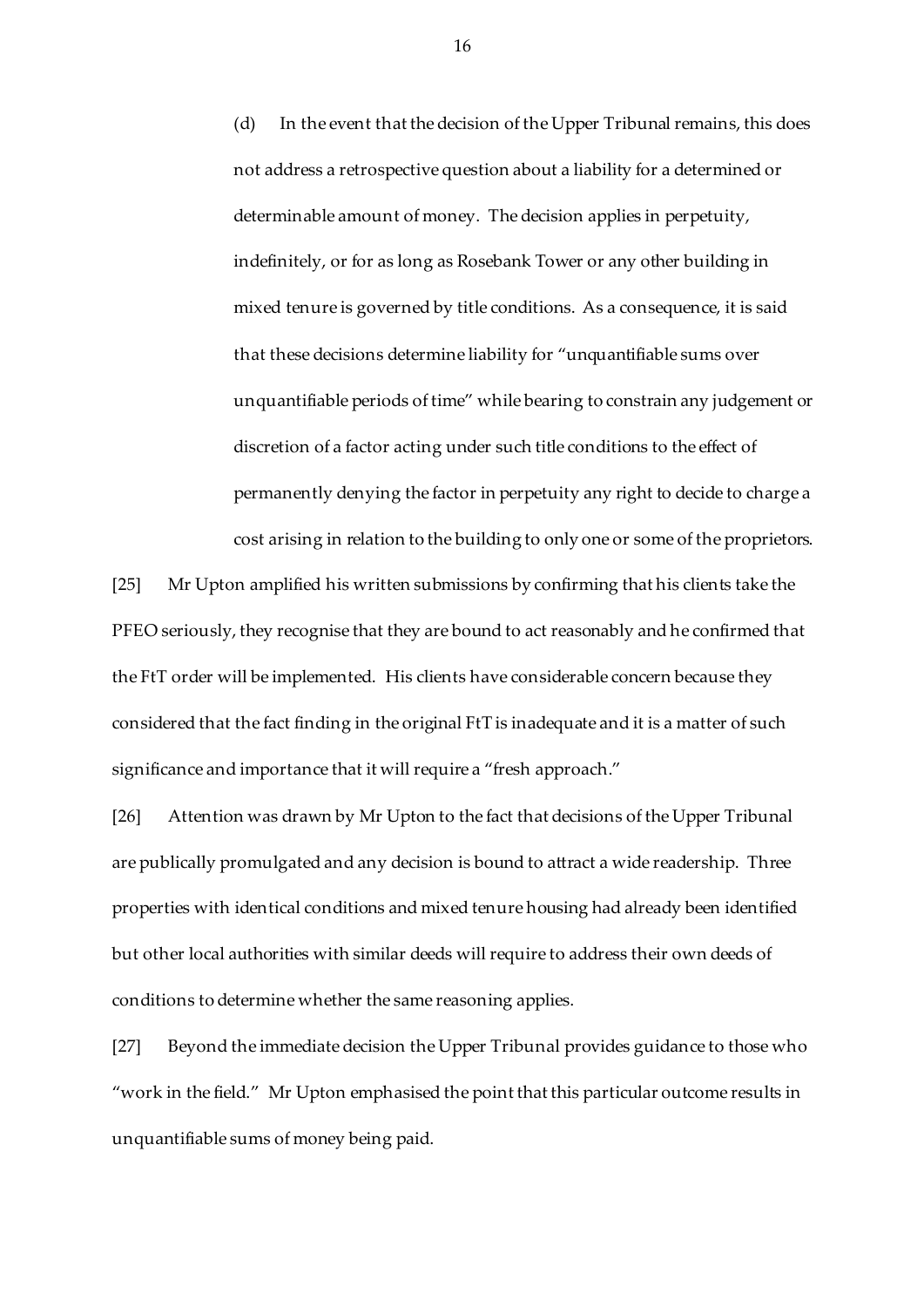(d) In the event that the decision of the Upper Tribunal remains, this does not address a retrospective question about a liability for a determined or determinable amount of money. The decision applies in perpetuity, indefinitely, or for as long as Rosebank Tower or any other building in mixed tenure is governed by title conditions. As a consequence, it is said that these decisions determine liability for "unquantifiable sums over unquantifiable periods of time" while bearing to constrain any judgement or discretion of a factor acting under such title conditions to the effect of permanently denying the factor in perpetuity any right to decide to charge a cost arising in relation to the building to only one or some of the proprietors.

[25] Mr Upton amplified his written submissions by confirming that his clients take the PFEO seriously, they recognise that they are bound to act reasonably and he confirmed that the FtT order will be implemented. His clients have considerable concern because they considered that the fact finding in the original FtT is inadequate and it is a matter of such significance and importance that it will require a "fresh approach."

[26] Attention was drawn by Mr Upton to the fact that decisions of the Upper Tribunal are publically promulgated and any decision is bound to attract a wide readership. Three properties with identical conditions and mixed tenure housing had already been identified but other local authorities with similar deeds will require to address their own deeds of conditions to determine whether the same reasoning applies.

[27] Beyond the immediate decision the Upper Tribunal provides guidance to those who "work in the field." Mr Upton emphasised the point that this particular outcome results in unquantifiable sums of money being paid.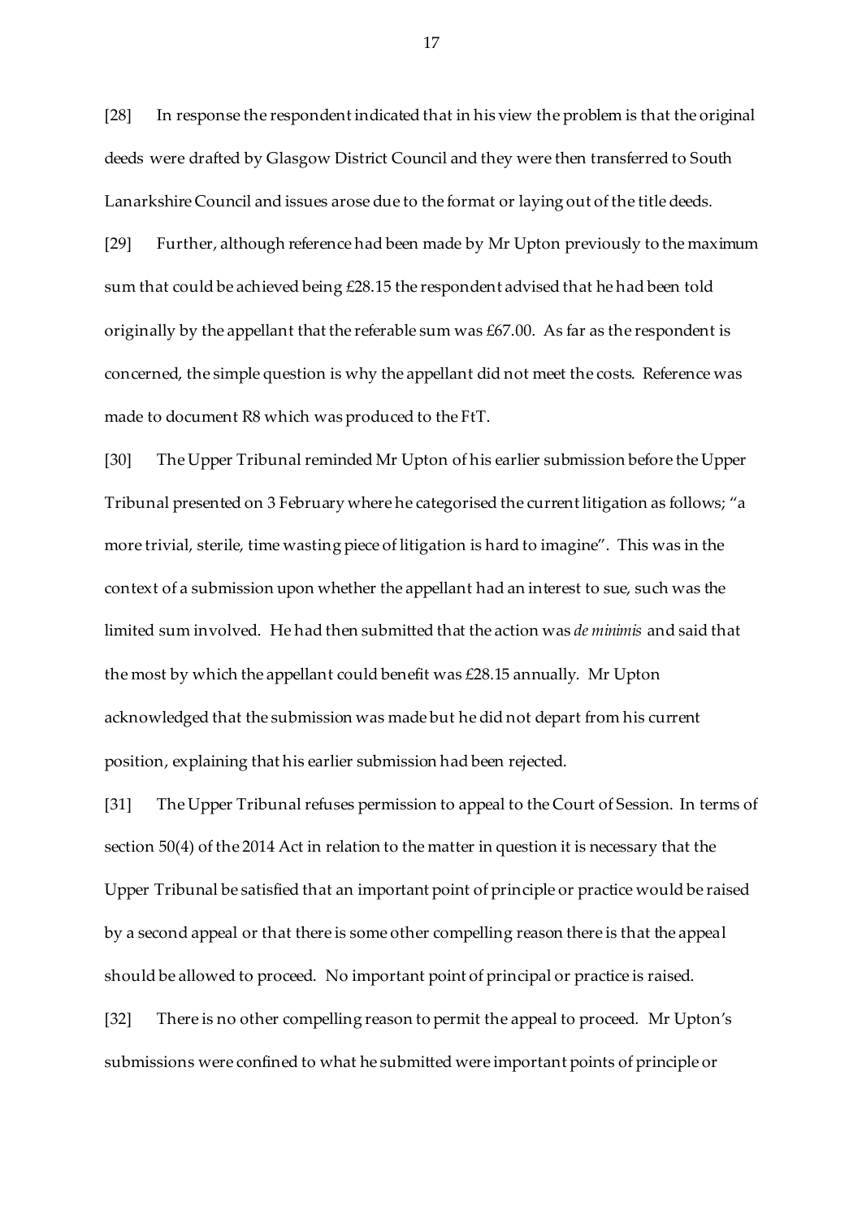[28] In response the respondent indicated that in his view the problem is that the original deeds were drafted by Glasgow District Council and they were then transferred to South Lanarkshire Council and issues arose due to the format or laying out of the title deeds.

[29] Further, although reference had been made by Mr Upton previously to the maximum sum that could be achieved being £28.15 the respondent advised that he had been told originally by the appellant that the referable sum was £67.00. As far as the respondent is concerned, the simple question is why the appellant did not meet the costs. Reference was made to document R8 which was produced to the FtT.

[30] The Upper Tribunal reminded Mr Upton of his earlier submission before the Upper Tribunal presented on 3 February where he categorised the current litigation as follows; "a more trivial, sterile, time wasting piece of litigation is hard to imagine". This was in the context of a submission upon whether the appellant had an interest to sue, such was the limited sum involved. He had then submitted that the action was *de minimis* and said that the most by which the appellant could benefit was £28.15 annually. Mr Upton acknowledged that the submission was made but he did not depart from his current position, explaining that his earlier submission had been rejected.

[31] The Upper Tribunal refuses permission to appeal to the Court of Session. In terms of section 50(4) of the 2014 Act in relation to the matter in question it is necessary that the Upper Tribunal be satisfied that an important point of principle or practice would be raised by a second appeal or that there is some other compelling reason there is that the appeal should be allowed to proceed. No important point of principal or practice is raised.

[32] There is no other compelling reason to permit the appeal to proceed. Mr Upton's submissions were confined to what he submitted were important points of principle or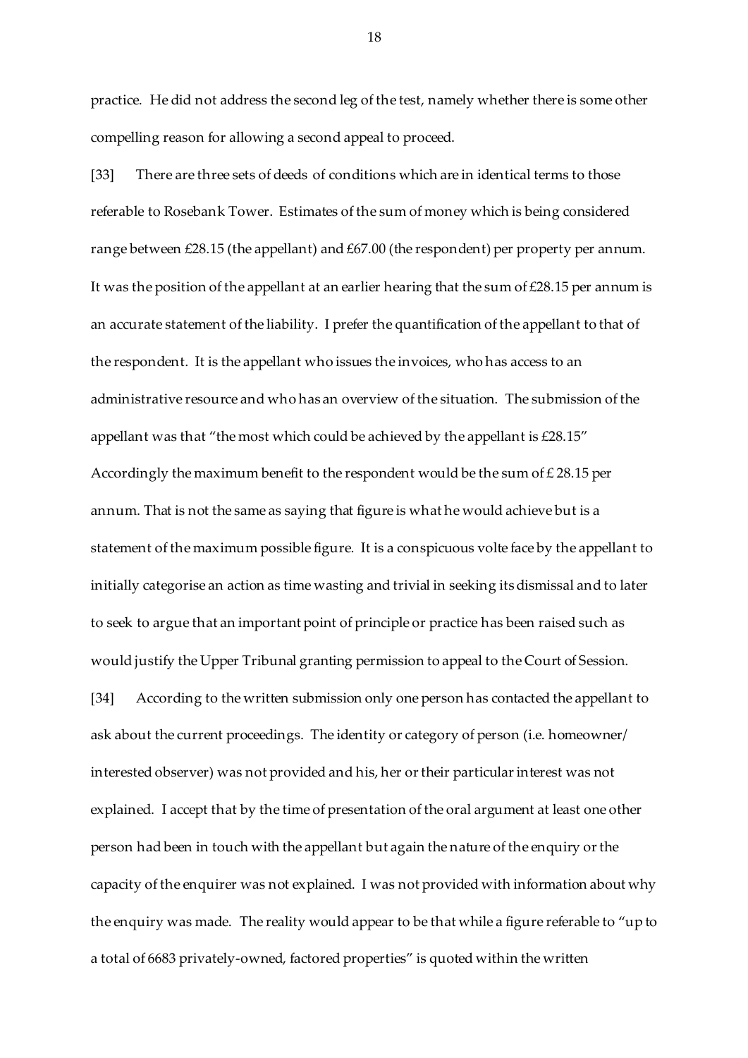practice. He did not address the second leg of the test, namely whether there is some other compelling reason for allowing a second appeal to proceed.

[33] There are three sets of deeds of conditions which are in identical terms to those referable to Rosebank Tower. Estimates of the sum of money which is being considered range between £28.15 (the appellant) and £67.00 (the respondent) per property per annum. It was the position of the appellant at an earlier hearing that the sum of £28.15 per annum is an accurate statement of the liability. I prefer the quantification of the appellant to that of the respondent. It is the appellant who issues the invoices, who has access to an administrative resource and who has an overview of the situation. The submission of the appellant was that "the most which could be achieved by the appellant is £28.15" Accordingly the maximum benefit to the respondent would be the sum of £ 28.15 per annum. That is not the same as saying that figure is what he would achieve but is a statement of the maximum possible figure. It is a conspicuous volte face by the appellant to initially categorise an action as time wasting and trivial in seeking its dismissal and to later to seek to argue that an important point of principle or practice has been raised such as would justify the Upper Tribunal granting permission to appeal to the Court of Session.

[34] According to the written submission only one person has contacted the appellant to ask about the current proceedings. The identity or category of person (i.e. homeowner/ interested observer) was not provided and his, her or their particular interest was not explained. I accept that by the time of presentation of the oral argument at least one other person had been in touch with the appellant but again the nature of the enquiry or the capacity of the enquirer was not explained. I was not provided with information about why the enquiry was made. The reality would appear to be that while a figure referable to "up to a total of 6683 privately-owned, factored properties" is quoted within the written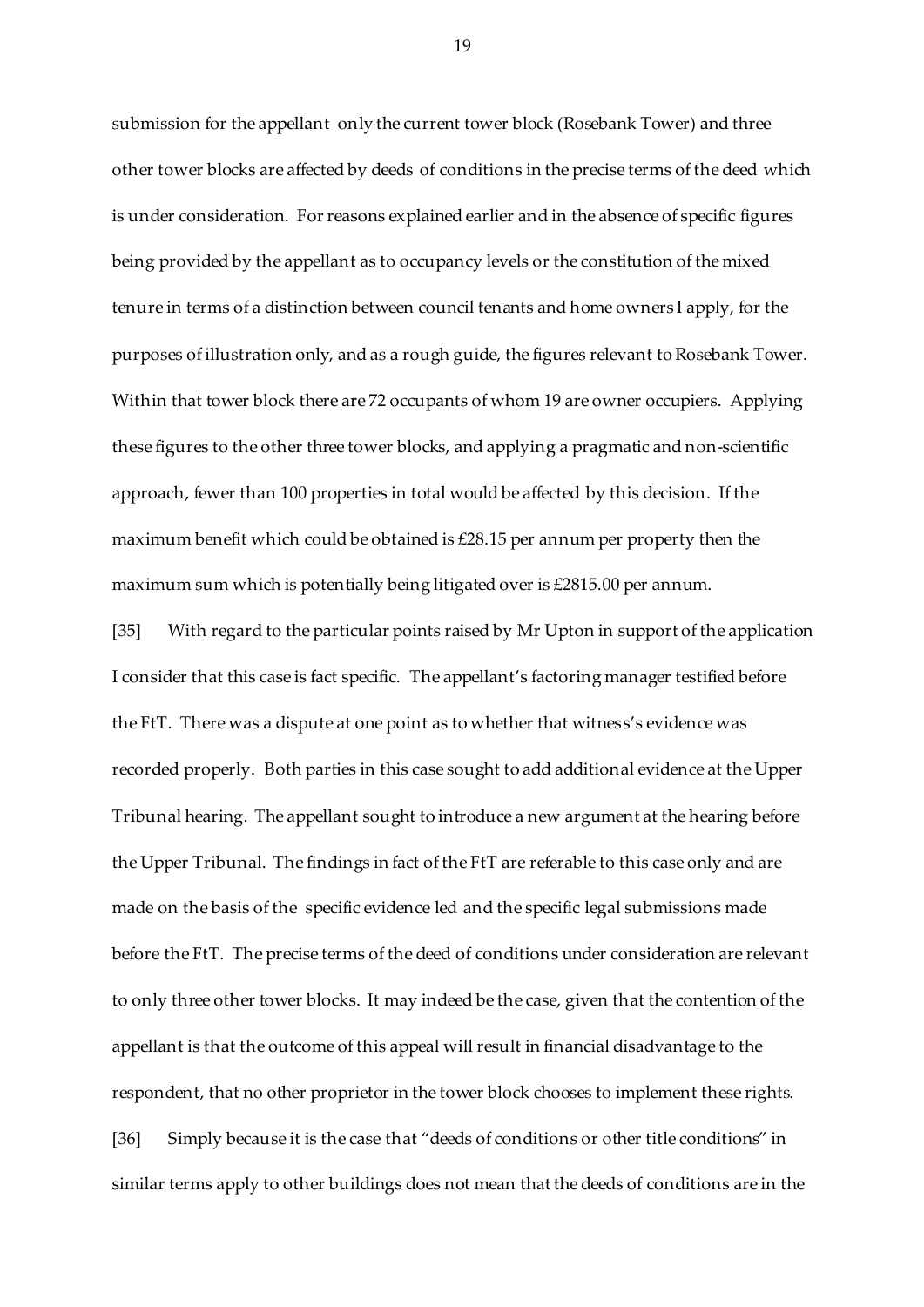submission for the appellant only the current tower block (Rosebank Tower) and three other tower blocks are affected by deeds of conditions in the precise terms of the deed which is under consideration. For reasons explained earlier and in the absence of specific figures being provided by the appellant as to occupancy levels or the constitution of the mixed tenure in terms of a distinction between council tenants and home owners I apply, for the purposes of illustration only, and as a rough guide, the figures relevant to Rosebank Tower. Within that tower block there are 72 occupants of whom 19 are owner occupiers. Applying these figures to the other three tower blocks, and applying a pragmatic and non-scientific approach, fewer than 100 properties in total would be affected by this decision. If the maximum benefit which could be obtained is £28.15 per annum per property then the maximum sum which is potentially being litigated over is £2815.00 per annum.

[35] With regard to the particular points raised by Mr Upton in support of the application I consider that this case is fact specific. The appellant's factoring manager testified before the FtT. There was a dispute at one point as to whether that witness's evidence was recorded properly. Both parties in this case sought to add additional evidence at the Upper Tribunal hearing. The appellant sought to introduce a new argument at the hearing before the Upper Tribunal. The findings in fact of the FtT are referable to this case only and are made on the basis of the specific evidence led and the specific legal submissions made before the FtT. The precise terms of the deed of conditions under consideration are relevant to only three other tower blocks. It may indeed be the case, given that the contention of the appellant is that the outcome of this appeal will result in financial disadvantage to the respondent, that no other proprietor in the tower block chooses to implement these rights.

[36] Simply because it is the case that "deeds of conditions or other title conditions" in similar terms apply to other buildings does not mean that the deeds of conditions are in the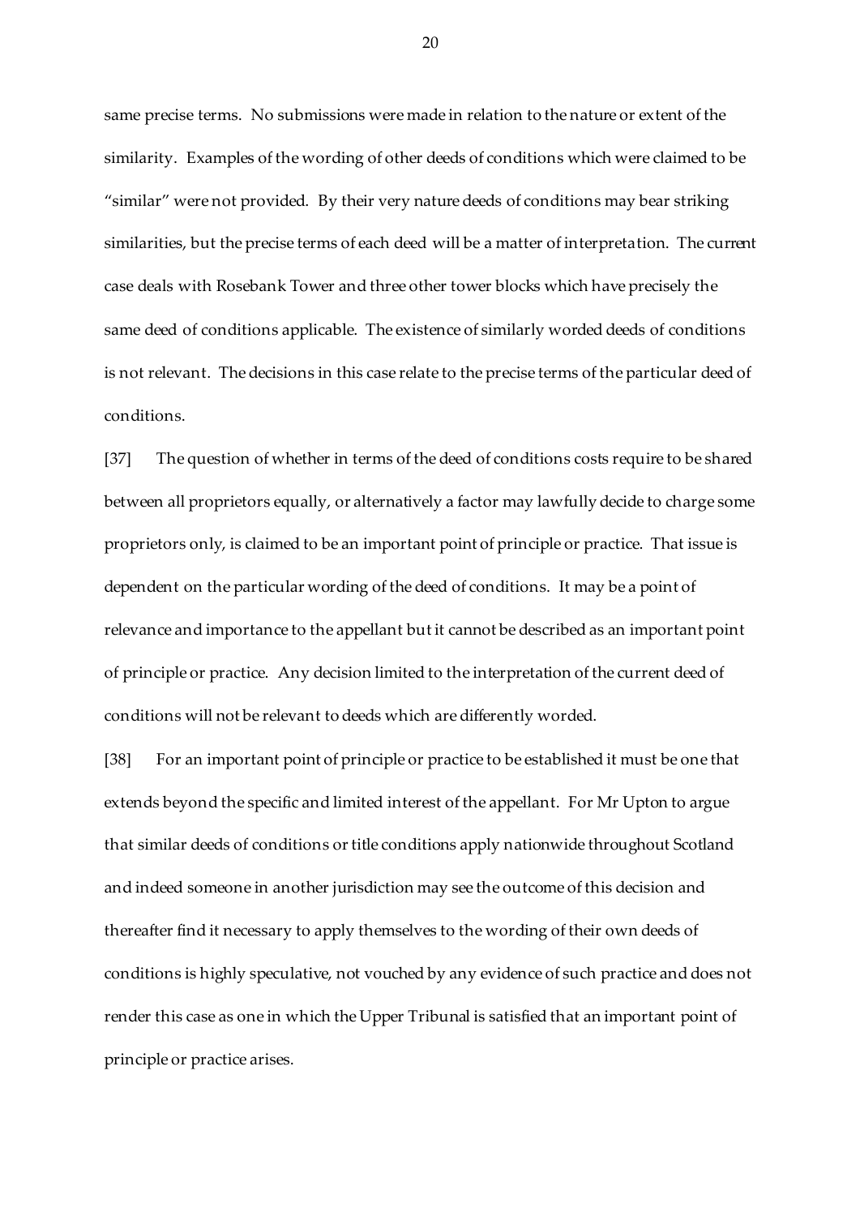same precise terms. No submissions were made in relation to the nature or extent of the similarity. Examples of the wording of other deeds of conditions which were claimed to be "similar" were not provided. By their very nature deeds of conditions may bear striking similarities, but the precise terms of each deed will be a matter of interpretation. The current case deals with Rosebank Tower and three other tower blocks which have precisely the same deed of conditions applicable. The existence of similarly worded deeds of conditions is not relevant. The decisions in this case relate to the precise terms of the particular deed of conditions.

[37] The question of whether in terms of the deed of conditions costs require to be shared between all proprietors equally, or alternatively a factor may lawfully decide to charge some proprietors only, is claimed to be an important point of principle or practice. That issue is dependent on the particular wording of the deed of conditions. It may be a point of relevance and importance to the appellant but it cannot be described as an important point of principle or practice. Any decision limited to the interpretation of the current deed of conditions will not be relevant to deeds which are differently worded.

[38] For an important point of principle or practice to be established it must be one that extends beyond the specific and limited interest of the appellant. For Mr Upton to argue that similar deeds of conditions or title conditions apply nationwide throughout Scotland and indeed someone in another jurisdiction may see the outcome of this decision and thereafter find it necessary to apply themselves to the wording of their own deeds of conditions is highly speculative, not vouched by any evidence of such practice and does not render this case as one in which the Upper Tribunal is satisfied that an important point of principle or practice arises.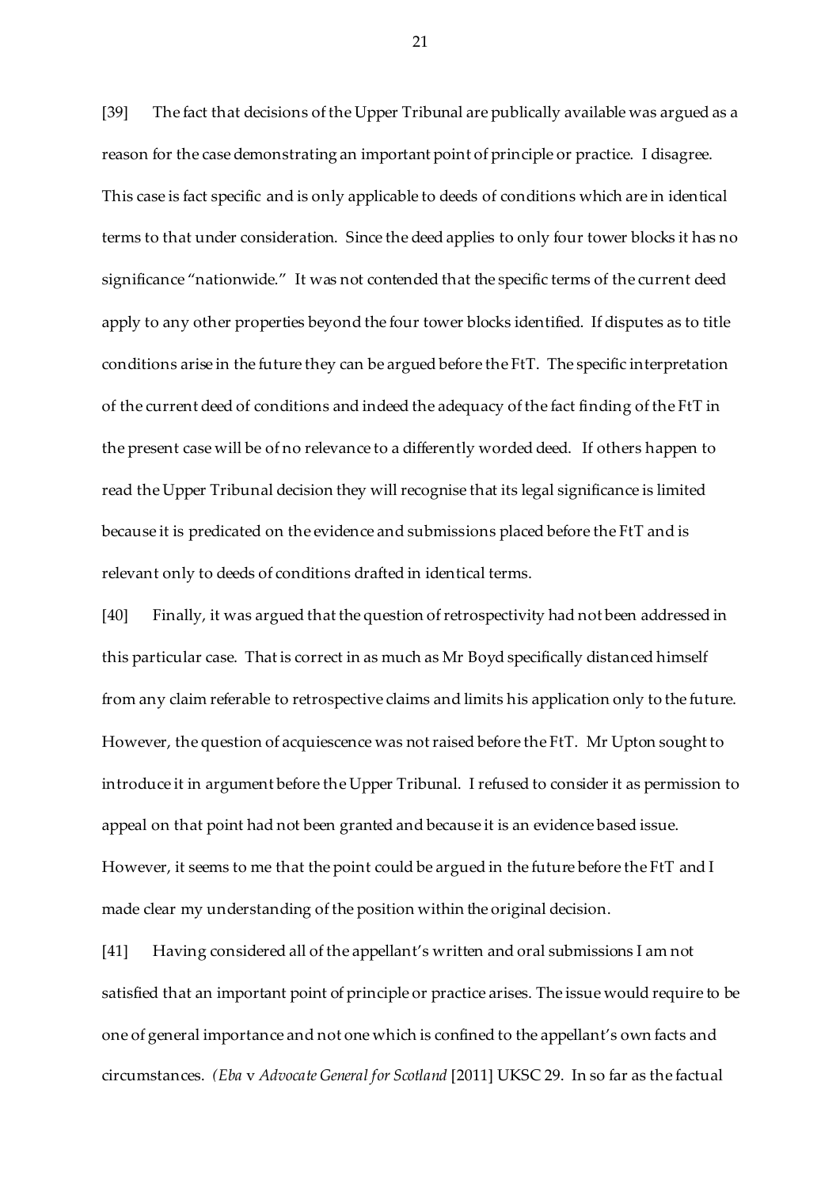[39] The fact that decisions of the Upper Tribunal are publically available was argued as a reason for the case demonstrating an important point of principle or practice. I disagree. This case is fact specific and is only applicable to deeds of conditions which are in identical terms to that under consideration. Since the deed applies to only four tower blocks it has no significance "nationwide." It was not contended that the specific terms of the current deed apply to any other properties beyond the four tower blocks identified. If disputes as to title conditions arise in the future they can be argued before the FtT. The specific interpretation of the current deed of conditions and indeed the adequacy of the fact finding of the FtT in the present case will be of no relevance to a differently worded deed. If others happen to read the Upper Tribunal decision they will recognise that its legal significance is limited because it is predicated on the evidence and submissions placed before the FtT and is relevant only to deeds of conditions drafted in identical terms.

[40] Finally, it was argued that the question of retrospectivity had not been addressed in this particular case. That is correct in as much as Mr Boyd specifically distanced himself from any claim referable to retrospective claims and limits his application only to the future. However, the question of acquiescence was not raised before the FtT. Mr Upton sought to introduce it in argument before the Upper Tribunal. I refused to consider it as permission to appeal on that point had not been granted and because it is an evidence based issue. However, it seems to me that the point could be argued in the future before the FtT and I made clear my understanding of the position within the original decision.

[41] Having considered all of the appellant's written and oral submissions I am not satisfied that an important point of principle or practice arises. The issue would require to be one of general importance and not one which is confined to the appellant's own facts and circumstances. *(Eba* v *Advocate General for Scotland* [2011] UKSC 29. In so far as the factual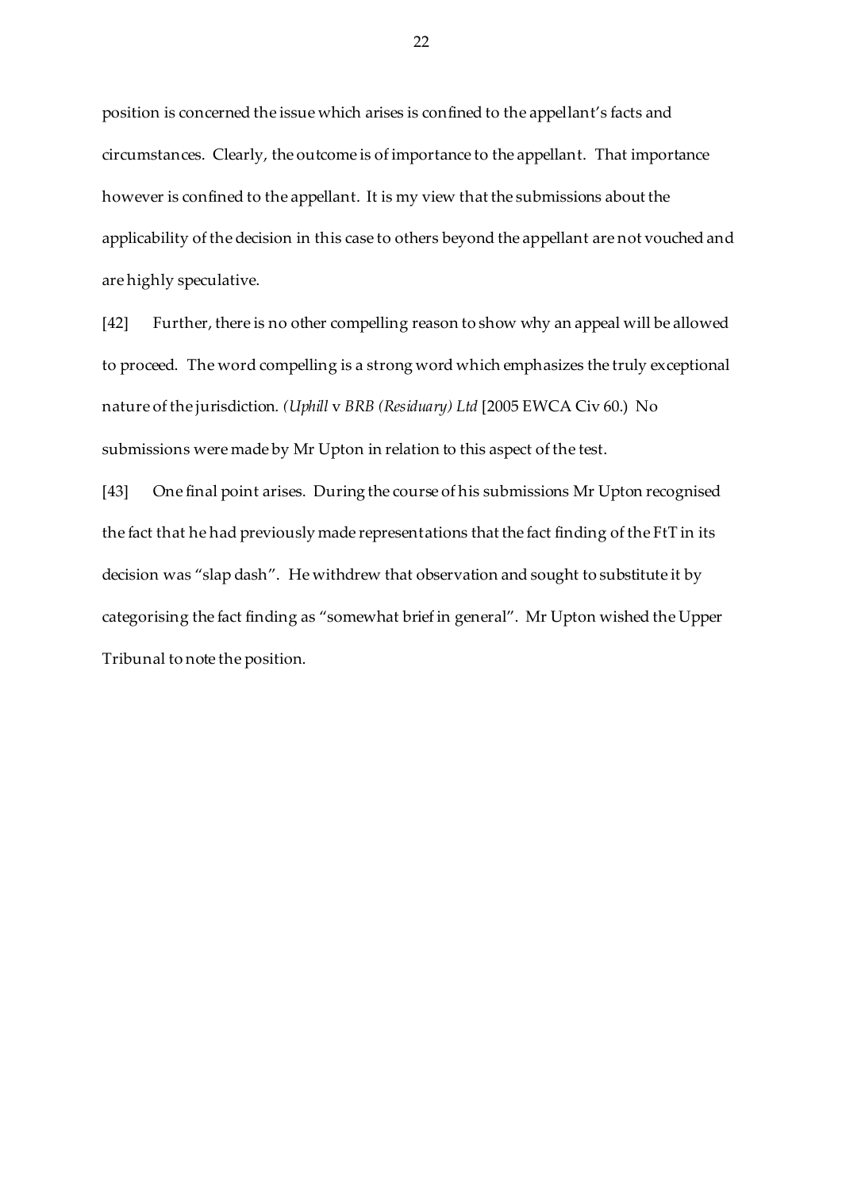position is concerned the issue which arises is confined to the appellant's facts and circumstances. Clearly, the outcome is of importance to the appellant. That importance however is confined to the appellant. It is my view that the submissions about the applicability of the decision in this case to others beyond the appellant are not vouched and are highly speculative.

[42] Further, there is no other compelling reason to show why an appeal will be allowed to proceed. The word compelling is a strong word which emphasizes the truly exceptional nature of the jurisdiction. *(Uphill* v *BRB (Residuary) Ltd* [2005 EWCA Civ 60.) No submissions were made by Mr Upton in relation to this aspect of the test.

[43] One final point arises. During the course of his submissions Mr Upton recognised the fact that he had previously made representations that the fact finding of the FtT in its decision was "slap dash". He withdrew that observation and sought to substitute it by categorising the fact finding as "somewhat brief in general". Mr Upton wished the Upper Tribunal to note the position.